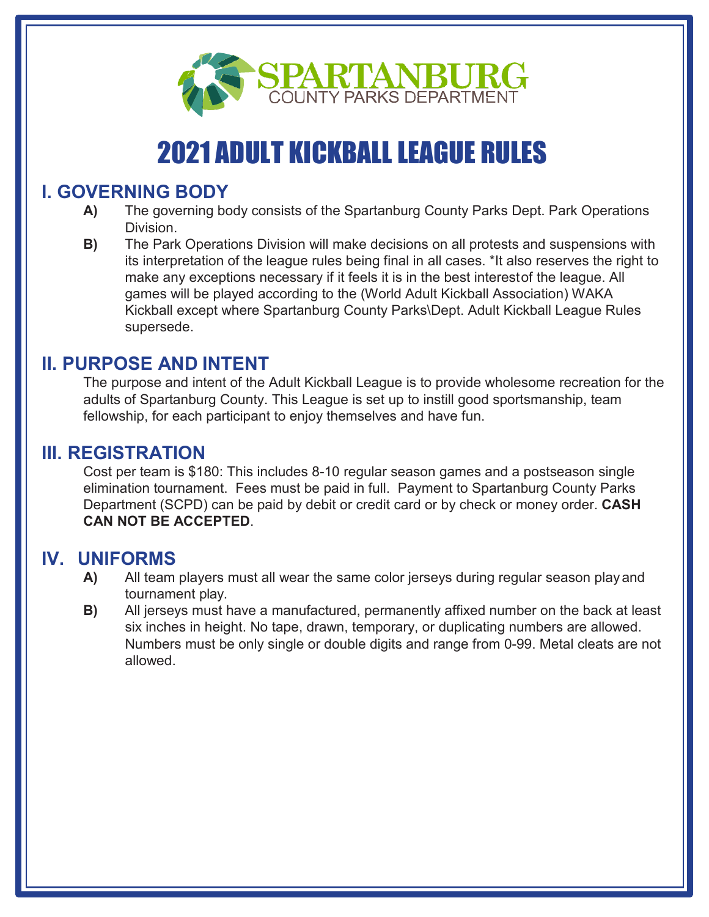SPARTANBURG
COUNTY PARKS DEPARTMENT

# 2021 ADULT KICKBALL LEAGUE RULES

## I. GOVERNING BODY

**A)** The governing body consists of the Spartanburg County Parks Dept. Park Operations Division.

**B)** The Park Operations Division will make decisions on all protests and suspensions with its interpretation of the league rules being final in all cases. *It also reserves the right to make any exceptions necessary if it feels it is in the best interest of the league. All games will be played according to the (World Adult Kickball Association) WAKA Kickball except where Spartanburg County Parks\Dept. Adult Kickball League Rules supersede.

## II. PURPOSE AND INTENT

The purpose and intent of the Adult Kickball League is to provide wholesome recreation for the adults of Spartanburg County. This League is set up to instill good sportsmanship, team fellowship, for each participant to enjoy themselves and have fun.

## III. REGISTRATION

Cost per team is $180: This includes 8-10 regular season games and a postseason single elimination tournament. Fees must be paid in full. Payment to Spartanburg County Parks Department (SCPD) can be paid by debit or credit card or by check or money order. **CASH CAN NOT BE ACCEPTED**.

## IV. UNIFORMS

**A)** All team players must all wear the same color jerseys during regular season play and tournament play.

**B)** All jerseys must have a manufactured, permanently affixed number on the back at least six inches in height. No tape, drawn, temporary, or duplicating numbers are allowed. Numbers must be only single or double digits and range from 0-99. Metal cleats are not allowed.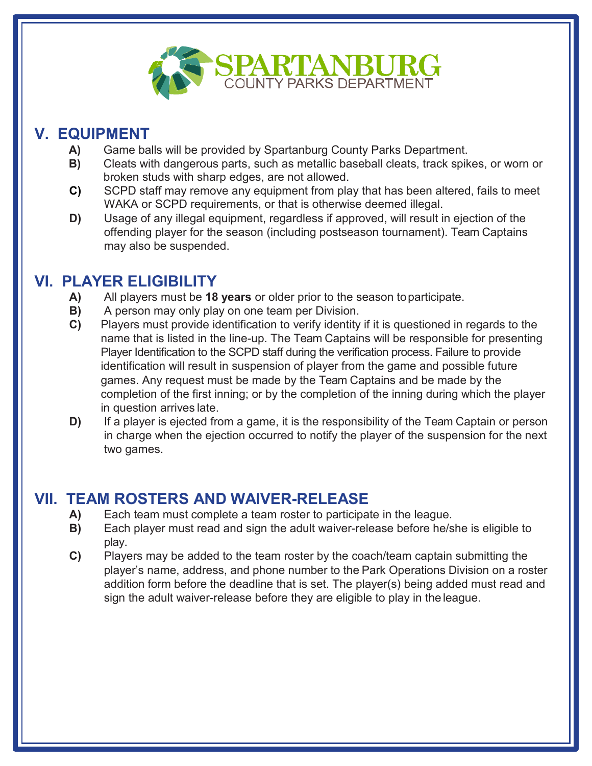## V. EQUIPMENT

**A)** Game balls will be provided by Spartanburg County Parks Department.

**B)** Cleats with dangerous parts, such as metallic baseball cleats, track spikes, or worn or broken studs with sharp edges, are not allowed.

**C)** SCPD staff may remove any equipment from play that has been altered, fails to meet WAKA or SCPD requirements, or that is otherwise deemed illegal.

**D)** Usage of any illegal equipment, regardless if approved, will result in ejection of the offending player for the season (including postseason tournament). Team Captains may also be suspended.

## VI. PLAYER ELIGIBILITY

**A)** All players must be **18 years** or older prior to the season to participate.

**B)** A person may only play on one team per Division.

**C)** Players must provide identification to verify identity if it is questioned in regards to the name that is listed in the line-up. The Team Captains will be responsible for presenting Player Identification to the SCPD staff during the verification process. Failure to provide identification will result in suspension of player from the game and possible future games. Any request must be made by the Team Captains and be made by the completion of the first inning; or by the completion of the inning during which the player in question arrives late.

**D)** If a player is ejected from a game, it is the responsibility of the Team Captain or person in charge when the ejection occurred to notify the player of the suspension for the next two games.

## VII. TEAM ROSTERS AND WAIVER-RELEASE

**A)** Each team must complete a team roster to participate in the league.

**B)** Each player must read and sign the adult waiver-release before he/she is eligible to play.

**C)** Players may be added to the team roster by the coach/team captain submitting the player's name, address, and phone number to the Park Operations Division on a roster addition form before the deadline that is set. The player(s) being added must read and sign the adult waiver-release before they are eligible to play in the league.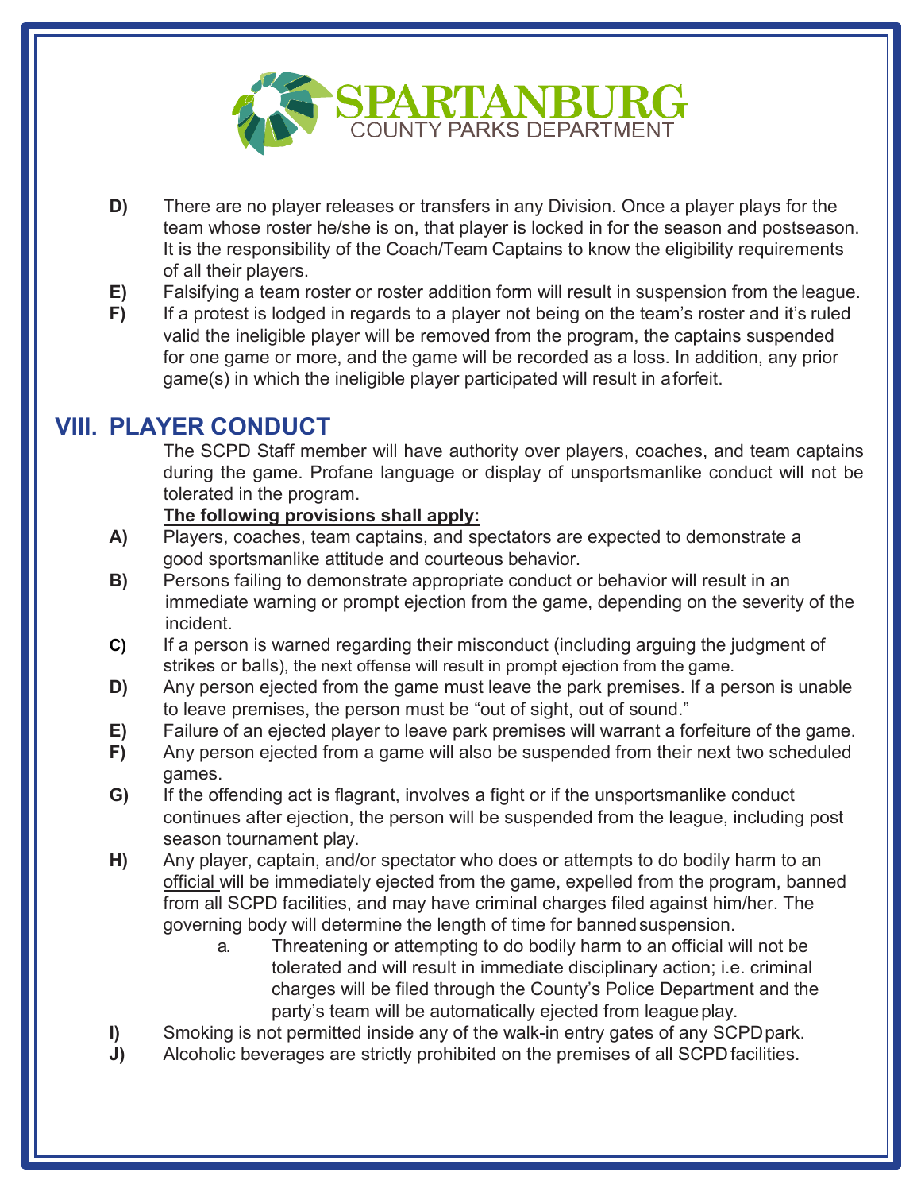**D)** There are no player releases or transfers in any Division. Once a player plays for the team whose roster he/she is on, that player is locked in for the season and postseason. It is the responsibility of the Coach/Team Captains to know the eligibility requirements of all their players.

**E)** Falsifying a team roster or roster addition form will result in suspension from the league.

**F)** If a protest is lodged in regards to a player not being on the team's roster and it's ruled valid the ineligible player will be removed from the program, the captains suspended for one game or more, and the game will be recorded as a loss. In addition, any prior game(s) in which the ineligible player participated will result in a forfeit.

## VIII. PLAYER CONDUCT

The SCPD Staff member will have authority over players, coaches, and team captains during the game. Profane language or display of unsportsmanlike conduct will not be tolerated in the program.

**The following provisions shall apply:**

**A)** Players, coaches, team captains, and spectators are expected to demonstrate a good sportsmanlike attitude and courteous behavior.

**B)** Persons failing to demonstrate appropriate conduct or behavior will result in an immediate warning or prompt ejection from the game, depending on the severity of the incident.

**C)** If a person is warned regarding their misconduct (including arguing the judgment of strikes or balls), the next offense will result in prompt ejection from the game.

**D)** Any person ejected from the game must leave the park premises. If a person is unable to leave premises, the person must be "out of sight, out of sound."

**E)** Failure of an ejected player to leave park premises will warrant a forfeiture of the game.

**F)** Any person ejected from a game will also be suspended from their next two scheduled games.

**G)** If the offending act is flagrant, involves a fight or if the unsportsmanlike conduct continues after ejection, the person will be suspended from the league, including post season tournament play.

**H)** Any player, captain, and/or spectator who does or attempts to do bodily harm to an official will be immediately ejected from the game, expelled from the program, banned from all SCPD facilities, and may have criminal charges filed against him/her. The governing body will determine the length of time for banned suspension.

   a. Threatening or attempting to do bodily harm to an official will not be tolerated and will result in immediate disciplinary action; i.e. criminal charges will be filed through the County's Police Department and the party's team will be automatically ejected from league play.

**I)** Smoking is not permitted inside any of the walk-in entry gates of any SCPD park.

**J)** Alcoholic beverages are strictly prohibited on the premises of all SCPD facilities.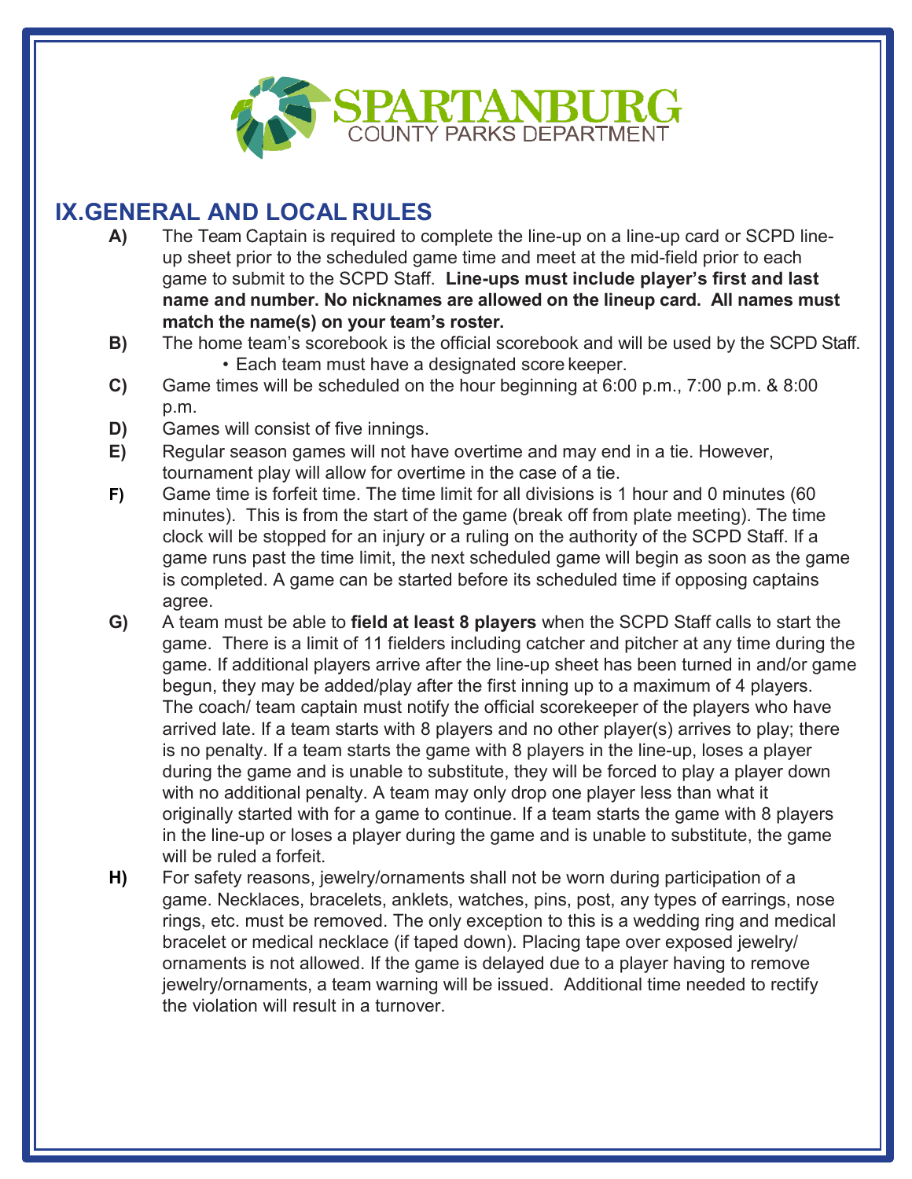## IX. GENERAL AND LOCAL RULES

**A)** The Team Captain is required to complete the line-up on a line-up card or SCPD line-up sheet prior to the scheduled game time and meet at the mid-field prior to each game to submit to the SCPD Staff. **Line-ups must include player's first and last name and number. No nicknames are allowed on the lineup card. All names must match the name(s) on your team's roster.**

**B)** The home team's scorebook is the official scorebook and will be used by the SCPD Staff.
- Each team must have a designated score keeper.

**C)** Game times will be scheduled on the hour beginning at 6:00 p.m., 7:00 p.m. & 8:00 p.m.

**D)** Games will consist of five innings.

**E)** Regular season games will not have overtime and may end in a tie. However, tournament play will allow for overtime in the case of a tie.

**F)** Game time is forfeit time. The time limit for all divisions is 1 hour and 0 minutes (60 minutes). This is from the start of the game (break off from plate meeting). The time clock will be stopped for an injury or a ruling on the authority of the SCPD Staff. If a game runs past the time limit, the next scheduled game will begin as soon as the game is completed. A game can be started before its scheduled time if opposing captains agree.

**G)** A team must be able to **field at least 8 players** when the SCPD Staff calls to start the game. There is a limit of 11 fielders including catcher and pitcher at any time during the game. If additional players arrive after the line-up sheet has been turned in and/or game begun, they may be added/play after the first inning up to a maximum of 4 players. The coach/ team captain must notify the official scorekeeper of the players who have arrived late. If a team starts with 8 players and no other player(s) arrives to play; there is no penalty. If a team starts the game with 8 players in the line-up, loses a player during the game and is unable to substitute, they will be forced to play a player down with no additional penalty. A team may only drop one player less than what it originally started with for a game to continue. If a team starts the game with 8 players in the line-up or loses a player during the game and is unable to substitute, the game will be ruled a forfeit.

**H)** For safety reasons, jewelry/ornaments shall not be worn during participation of a game. Necklaces, bracelets, anklets, watches, pins, post, any types of earrings, nose rings, etc. must be removed. The only exception to this is a wedding ring and medical bracelet or medical necklace (if taped down). Placing tape over exposed jewelry/ ornaments is not allowed. If the game is delayed due to a player having to remove jewelry/ornaments, a team warning will be issued. Additional time needed to rectify the violation will result in a turnover.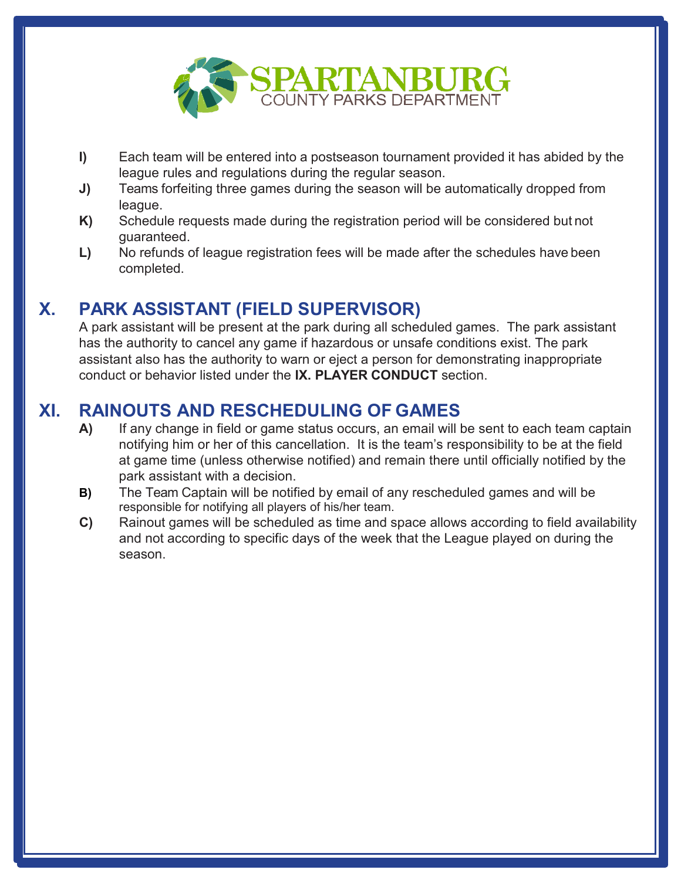- **I)** Each team will be entered into a postseason tournament provided it has abided by the league rules and regulations during the regular season.
- **J)** Teams forfeiting three games during the season will be automatically dropped from league.
- **K)** Schedule requests made during the registration period will be considered but not guaranteed.
- **L)** No refunds of league registration fees will be made after the schedules have been completed.

## X. PARK ASSISTANT (FIELD SUPERVISOR)

A park assistant will be present at the park during all scheduled games. The park assistant has the authority to cancel any game if hazardous or unsafe conditions exist. The park assistant also has the authority to warn or eject a person for demonstrating inappropriate conduct or behavior listed under the **IX. PLAYER CONDUCT** section.

## XI. RAINOUTS AND RESCHEDULING OF GAMES

- **A)** If any change in field or game status occurs, an email will be sent to each team captain notifying him or her of this cancellation. It is the team's responsibility to be at the field at game time (unless otherwise notified) and remain there until officially notified by the park assistant with a decision.
- **B)** The Team Captain will be notified by email of any rescheduled games and will be responsible for notifying all players of his/her team.
- **C)** Rainout games will be scheduled as time and space allows according to field availability and not according to specific days of the week that the League played on during the season.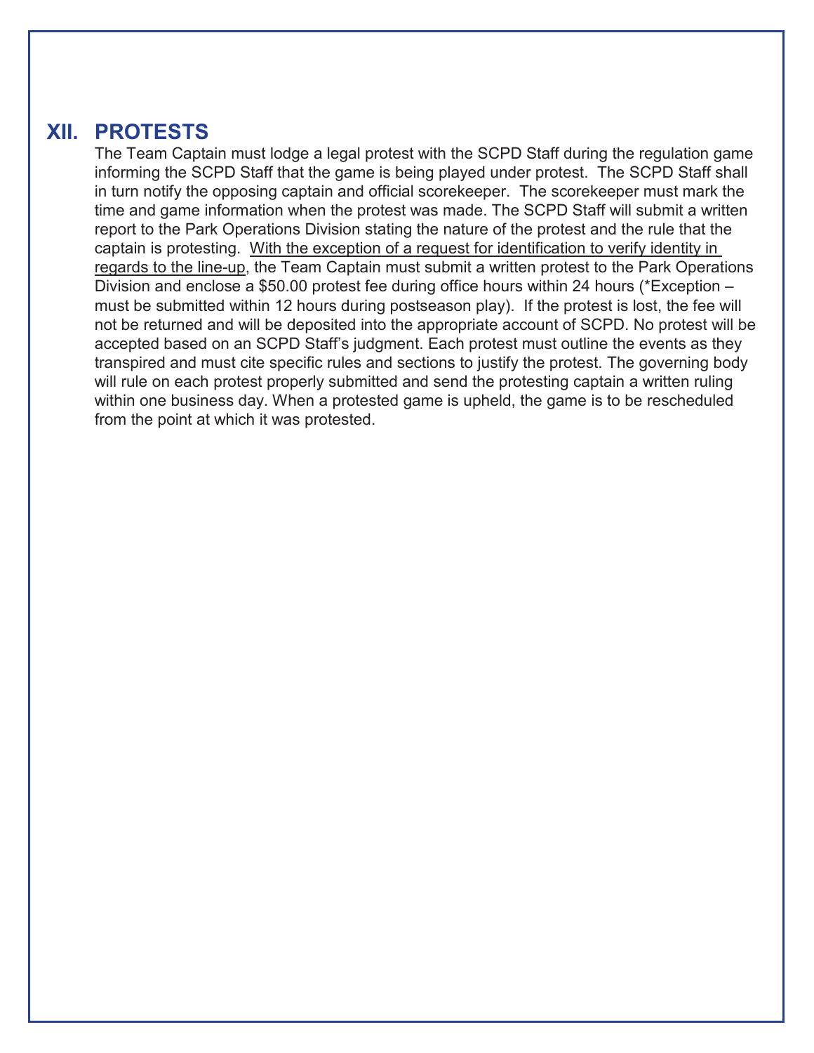## XII. PROTESTS

The Team Captain must lodge a legal protest with the SCPD Staff during the regulation game informing the SCPD Staff that the game is being played under protest. The SCPD Staff shall in turn notify the opposing captain and official scorekeeper. The scorekeeper must mark the time and game information when the protest was made. The SCPD Staff will submit a written report to the Park Operations Division stating the nature of the protest and the rule that the captain is protesting. <u>With the exception of a request for identification to verify identity in regards to the line-up</u>, the Team Captain must submit a written protest to the Park Operations Division and enclose a $50.00 protest fee during office hours within 24 hours (*Exception – must be submitted within 12 hours during postseason play). If the protest is lost, the fee will not be returned and will be deposited into the appropriate account of SCPD. No protest will be accepted based on an SCPD Staff's judgment. Each protest must outline the events as they transpired and must cite specific rules and sections to justify the protest. The governing body will rule on each protest properly submitted and send the protesting captain a written ruling within one business day. When a protested game is upheld, the game is to be rescheduled from the point at which it was protested.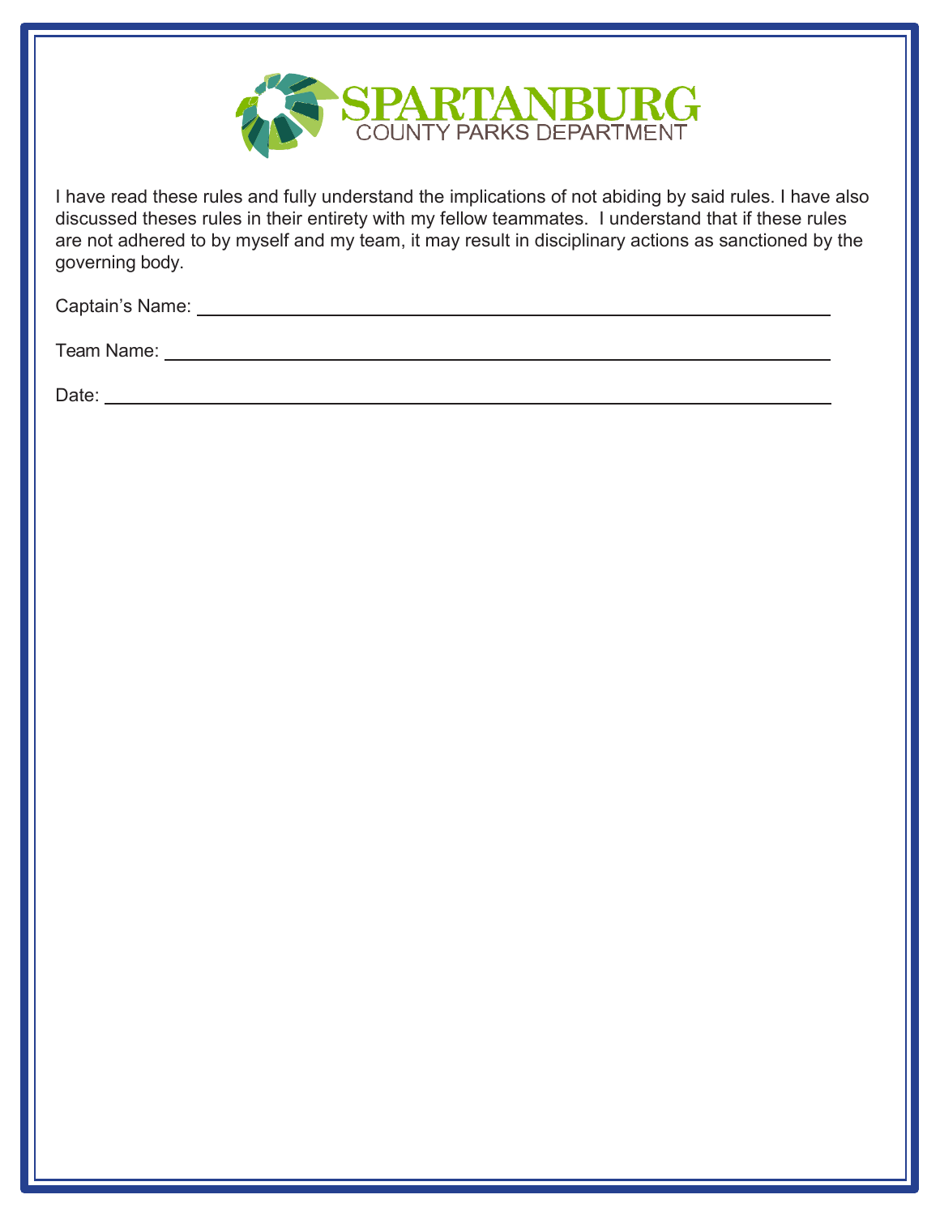SPARTANBURG
COUNTY PARKS DEPARTMENT

I have read these rules and fully understand the implications of not abiding by said rules. I have also discussed theses rules in their entirety with my fellow teammates. I understand that if these rules are not adhered to by myself and my team, it may result in disciplinary actions as sanctioned by the governing body.

Captain's Name: ______________________________

Team Name: ______________________________

Date: ______________________________